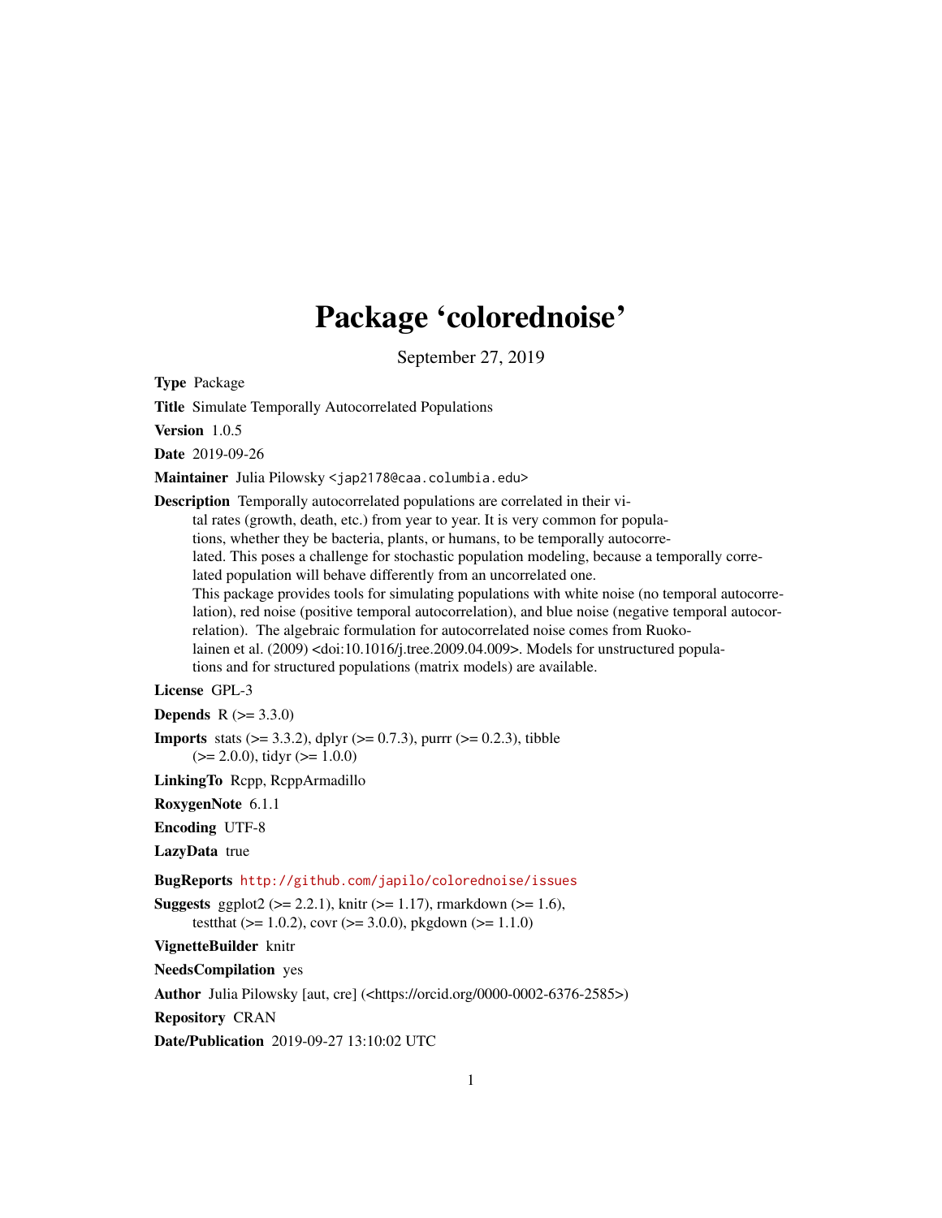# Package 'colorednoise'

September 27, 2019

**Type** Package

**Title** Simulate Temporally Autocorrelated Populations

**Version** 1.0.5

**Date** 2019-09-26

**Maintainer** Julia Pilowsky <jap2178@caa.columbia.edu>

**Description** Temporally autocorrelated populations are correlated in their vital rates (growth, death, etc.) from year to year. It is very common for populations, whether they be bacteria, plants, or humans, to be temporally autocorrelated. This poses a challenge for stochastic population modeling, because a temporally correlated population will behave differently from an uncorrelated one.
This package provides tools for simulating populations with white noise (no temporal autocorrelation), red noise (positive temporal autocorrelation), and blue noise (negative temporal autocorrelation). The algebraic formulation for autocorrelated noise comes from Ruokolainen et al. (2009) <doi:10.1016/j.tree.2009.04.009>. Models for unstructured populations and for structured populations (matrix models) are available.

**License** GPL-3

**Depends** R (>= 3.3.0)

**Imports** stats (>= 3.3.2), dplyr (>= 0.7.3), purrr (>= 0.2.3), tibble (>= 2.0.0), tidyr (>= 1.0.0)

**LinkingTo** Rcpp, RcppArmadillo

**RoxygenNote** 6.1.1

**Encoding** UTF-8

**LazyData** true

**BugReports** http://github.com/japilo/colorednoise/issues

**Suggests** ggplot2 (>= 2.2.1), knitr (>= 1.17), rmarkdown (>= 1.6), testthat (>= 1.0.2), covr (>= 3.0.0), pkgdown (>= 1.1.0)

**VignetteBuilder** knitr

**NeedsCompilation** yes

**Author** Julia Pilowsky [aut, cre] (<https://orcid.org/0000-0002-6376-2585>)

**Repository** CRAN

**Date/Publication** 2019-09-27 13:10:02 UTC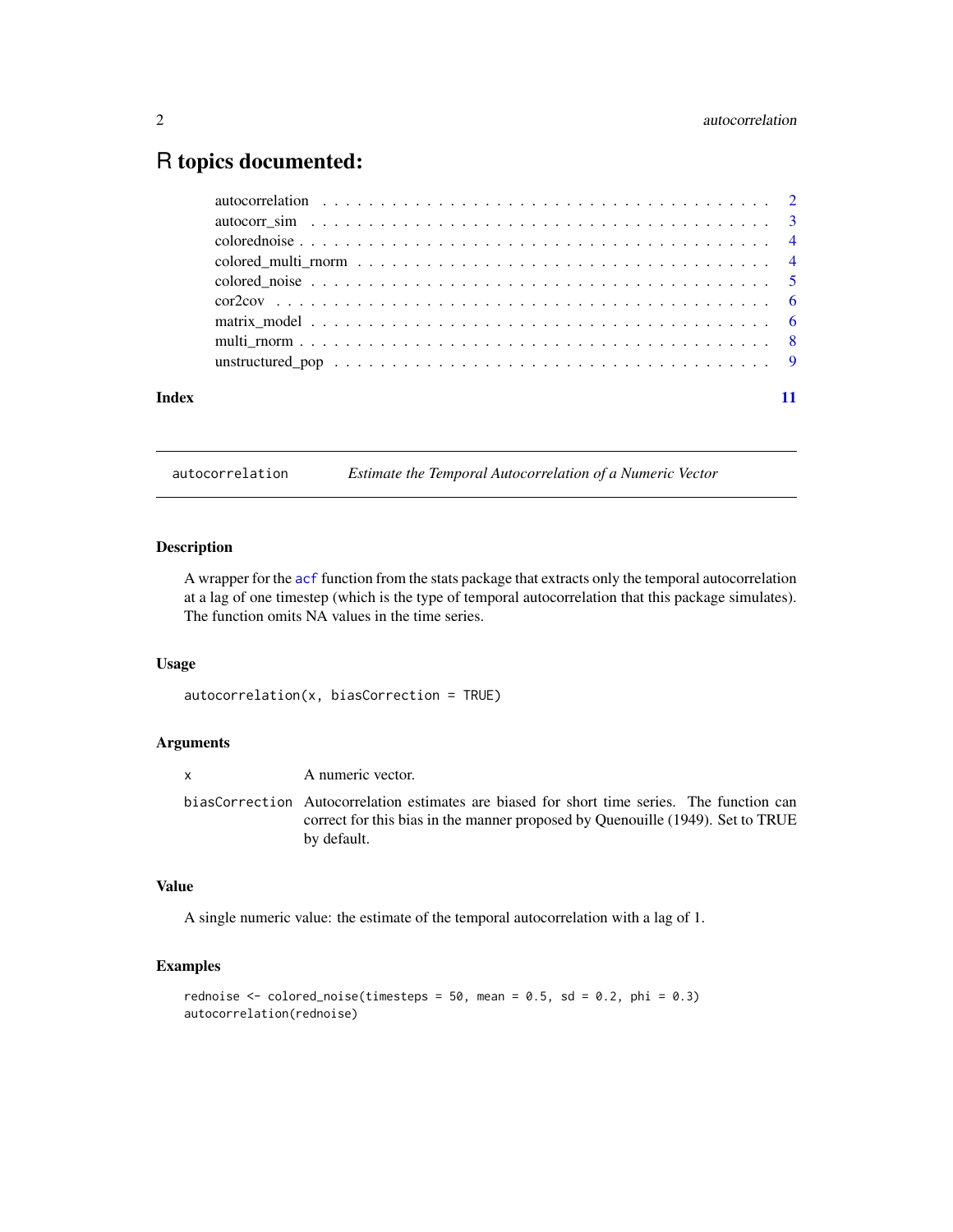# R topics documented:

- autocorrelation . . . . . . . . . . . . . . . . . . . . . . . . . . . . . . . . . . . . . 2
- autocorr_sim . . . . . . . . . . . . . . . . . . . . . . . . . . . . . . . . . . . . . 3
- colorednoise . . . . . . . . . . . . . . . . . . . . . . . . . . . . . . . . . . . . . 4
- colored_multi_rnorm . . . . . . . . . . . . . . . . . . . . . . . . . . . . . . . . . 4
- colored_noise . . . . . . . . . . . . . . . . . . . . . . . . . . . . . . . . . . . . 5
- cor2cov . . . . . . . . . . . . . . . . . . . . . . . . . . . . . . . . . . . . . . . 6
- matrix_model . . . . . . . . . . . . . . . . . . . . . . . . . . . . . . . . . . . . 6
- multi_rnorm . . . . . . . . . . . . . . . . . . . . . . . . . . . . . . . . . . . . . 8
- unstructured_pop . . . . . . . . . . . . . . . . . . . . . . . . . . . . . . . . . . 9

**Index** 11

---

## autocorrelation — *Estimate the Temporal Autocorrelation of a Numeric Vector*

---

### Description

A wrapper for the `acf` function from the stats package that extracts only the temporal autocorrelation at a lag of one timestep (which is the type of temporal autocorrelation that this package simulates). The function omits NA values in the time series.

### Usage

```
autocorrelation(x, biasCorrection = TRUE)
```

### Arguments

| | |
|---|---|
| `x` | A numeric vector. |
| `biasCorrection` | Autocorrelation estimates are biased for short time series. The function can correct for this bias in the manner proposed by Quenouille (1949). Set to TRUE by default. |

### Value

A single numeric value: the estimate of the temporal autocorrelation with a lag of 1.

### Examples

```
rednoise <- colored_noise(timesteps = 50, mean = 0.5, sd = 0.2, phi = 0.3)
autocorrelation(rednoise)
```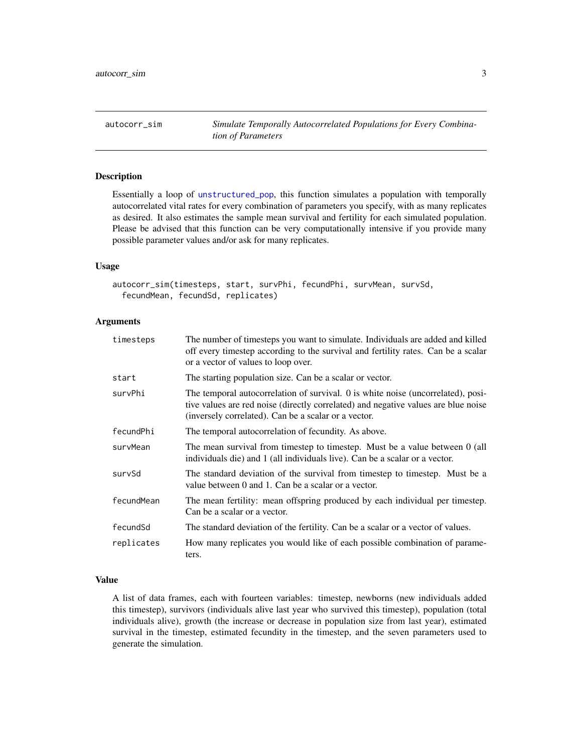## autocorr_sim — *Simulate Temporally Autocorrelated Populations for Every Combination of Parameters*

### Description

Essentially a loop of `unstructured_pop`, this function simulates a population with temporally autocorrelated vital rates for every combination of parameters you specify, with as many replicates as desired. It also estimates the sample mean survival and fertility for each simulated population. Please be advised that this function can be very computationally intensive if you provide many possible parameter values and/or ask for many replicates.

### Usage

```
autocorr_sim(timesteps, start, survPhi, fecundPhi, survMean, survSd,
  fecundMean, fecundSd, replicates)
```

### Arguments

| Argument | Description |
|---|---|
| `timesteps` | The number of timesteps you want to simulate. Individuals are added and killed off every timestep according to the survival and fertility rates. Can be a scalar or a vector of values to loop over. |
| `start` | The starting population size. Can be a scalar or vector. |
| `survPhi` | The temporal autocorrelation of survival. 0 is white noise (uncorrelated), positive values are red noise (directly correlated) and negative values are blue noise (inversely correlated). Can be a scalar or a vector. |
| `fecundPhi` | The temporal autocorrelation of fecundity. As above. |
| `survMean` | The mean survival from timestep to timestep. Must be a value between 0 (all individuals die) and 1 (all individuals live). Can be a scalar or a vector. |
| `survSd` | The standard deviation of the survival from timestep to timestep. Must be a value between 0 and 1. Can be a scalar or a vector. |
| `fecundMean` | The mean fertility: mean offspring produced by each individual per timestep. Can be a scalar or a vector. |
| `fecundSd` | The standard deviation of the fertility. Can be a scalar or a vector of values. |
| `replicates` | How many replicates you would like of each possible combination of parameters. |

### Value

A list of data frames, each with fourteen variables: timestep, newborns (new individuals added this timestep), survivors (individuals alive last year who survived this timestep), population (total individuals alive), growth (the increase or decrease in population size from last year), estimated survival in the timestep, estimated fecundity in the timestep, and the seven parameters used to generate the simulation.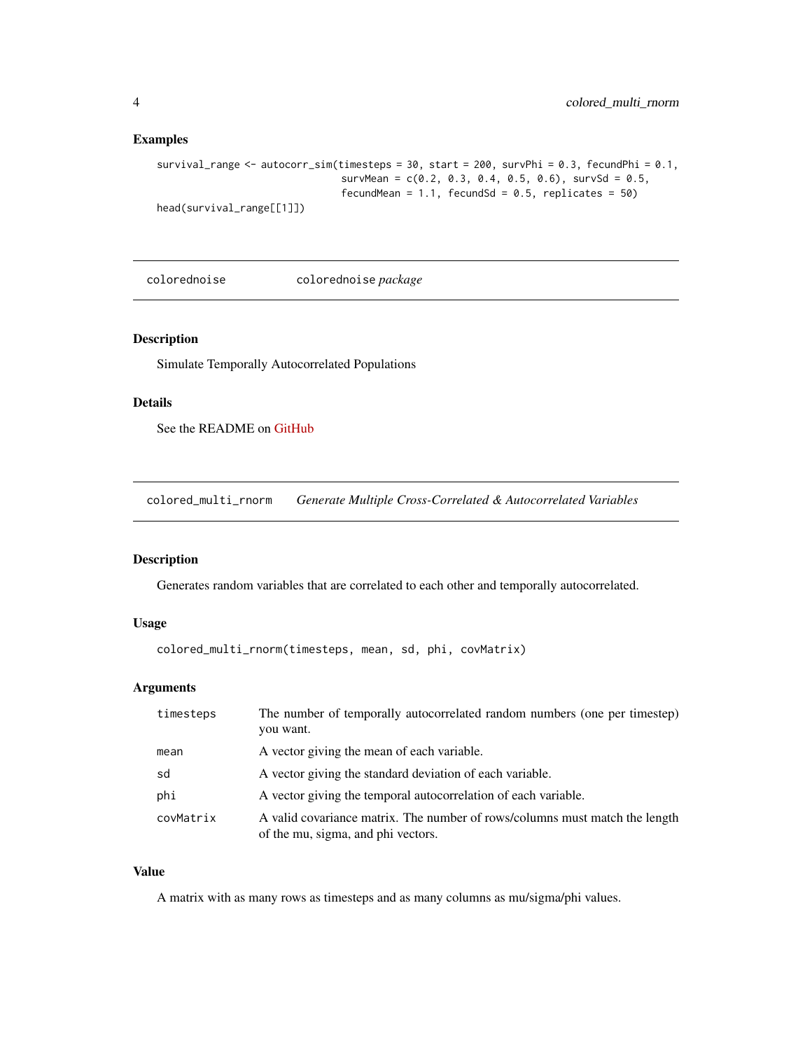## Examples

```
survival_range <- autocorr_sim(timesteps = 30, start = 200, survPhi = 0.3, fecundPhi = 0.1,
                               survMean = c(0.2, 0.3, 0.4, 0.5, 0.6), survSd = 0.5,
                               fecundMean = 1.1, fecundSd = 0.5, replicates = 50)
head(survival_range[[1]])
```

---

# colorednoise — colorednoise *package*

## Description

Simulate Temporally Autocorrelated Populations

## Details

See the README on GitHub

---

# colored_multi_rnorm — *Generate Multiple Cross-Correlated & Autocorrelated Variables*

## Description

Generates random variables that are correlated to each other and temporally autocorrelated.

## Usage

```
colored_multi_rnorm(timesteps, mean, sd, phi, covMatrix)
```

## Arguments

| | |
|---|---|
| timesteps | The number of temporally autocorrelated random numbers (one per timestep) you want. |
| mean | A vector giving the mean of each variable. |
| sd | A vector giving the standard deviation of each variable. |
| phi | A vector giving the temporal autocorrelation of each variable. |
| covMatrix | A valid covariance matrix. The number of rows/columns must match the length of the mu, sigma, and phi vectors. |

## Value

A matrix with as many rows as timesteps and as many columns as mu/sigma/phi values.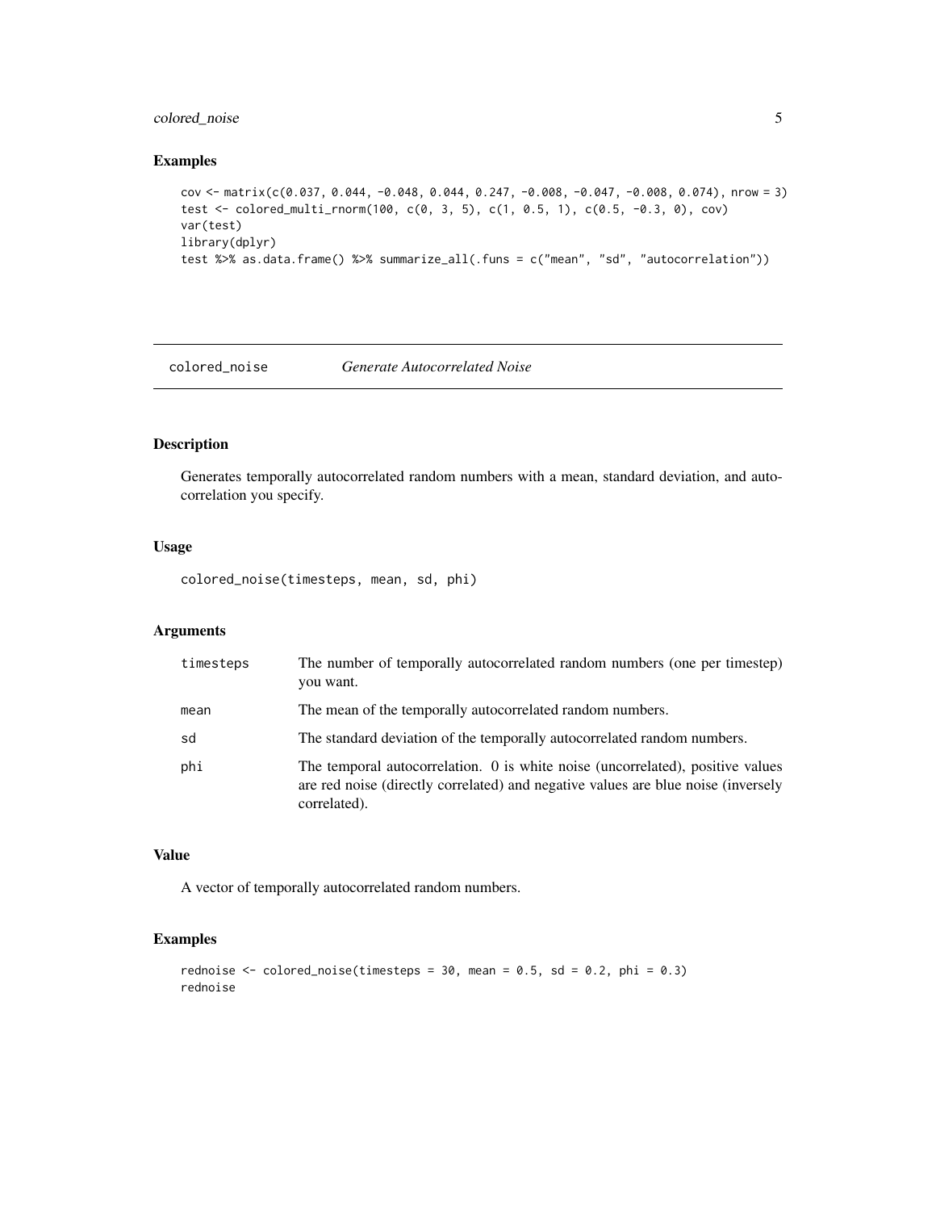### Examples

```
cov <- matrix(c(0.037, 0.044, -0.048, 0.044, 0.247, -0.008, -0.047, -0.008, 0.074), nrow = 3)
test <- colored_multi_rnorm(100, c(0, 3, 5), c(1, 0.5, 1), c(0.5, -0.3, 0), cov)
var(test)
library(dplyr)
test %>% as.data.frame() %>% summarize_all(.funs = c("mean", "sd", "autocorrelation"))
```

---

## colored_noise — *Generate Autocorrelated Noise*

### Description

Generates temporally autocorrelated random numbers with a mean, standard deviation, and autocorrelation you specify.

### Usage

```
colored_noise(timesteps, mean, sd, phi)
```

### Arguments

| | |
|---|---|
| `timesteps` | The number of temporally autocorrelated random numbers (one per timestep) you want. |
| `mean` | The mean of the temporally autocorrelated random numbers. |
| `sd` | The standard deviation of the temporally autocorrelated random numbers. |
| `phi` | The temporal autocorrelation. 0 is white noise (uncorrelated), positive values are red noise (directly correlated) and negative values are blue noise (inversely correlated). |

### Value

A vector of temporally autocorrelated random numbers.

### Examples

```
rednoise <- colored_noise(timesteps = 30, mean = 0.5, sd = 0.2, phi = 0.3)
rednoise
```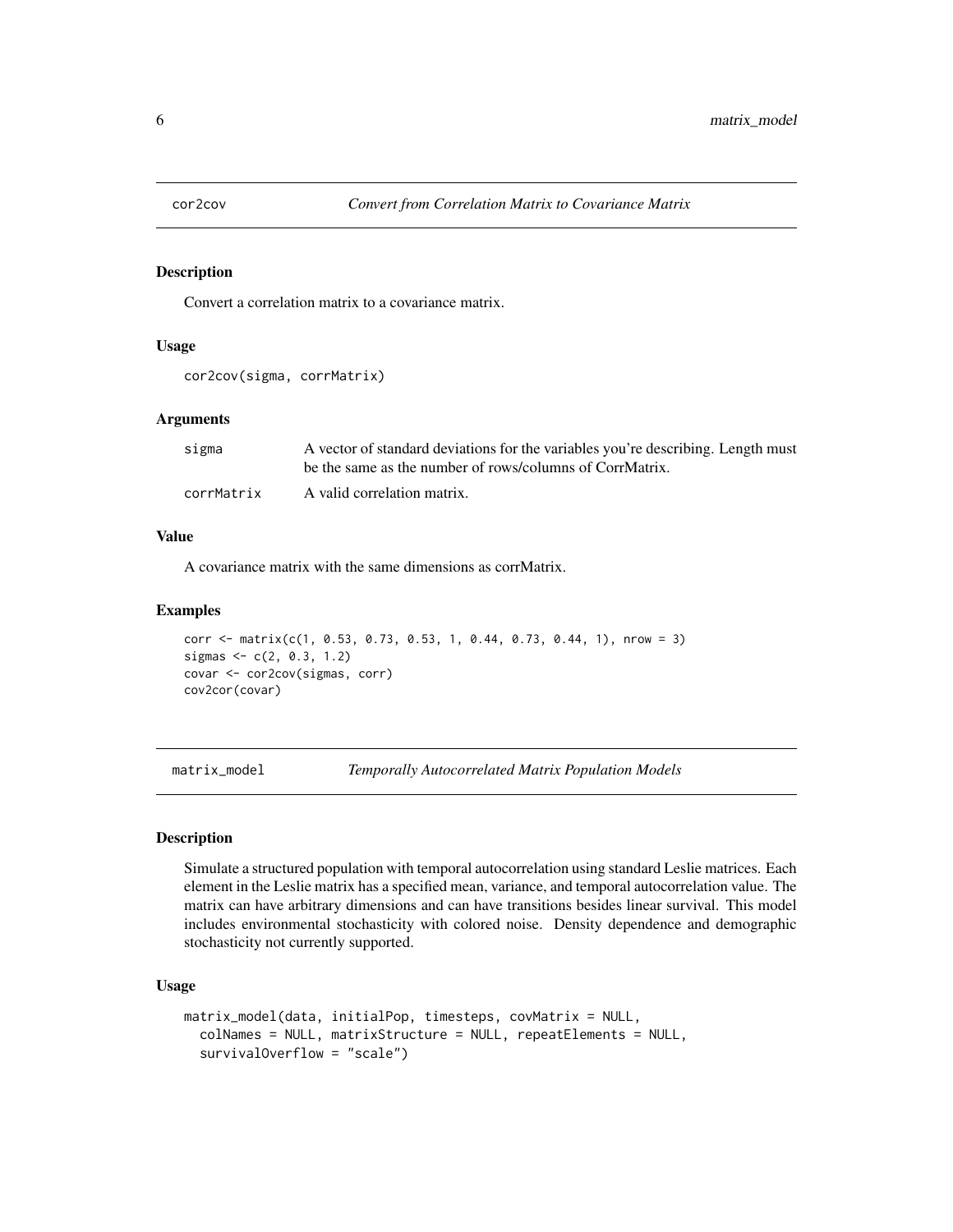## cor2cov *Convert from Correlation Matrix to Covariance Matrix*

### Description

Convert a correlation matrix to a covariance matrix.

### Usage

```
cor2cov(sigma, corrMatrix)
```

### Arguments

| | |
|---|---|
| sigma | A vector of standard deviations for the variables you're describing. Length must be the same as the number of rows/columns of CorrMatrix. |
| corrMatrix | A valid correlation matrix. |

### Value

A covariance matrix with the same dimensions as corrMatrix.

### Examples

```
corr <- matrix(c(1, 0.53, 0.73, 0.53, 1, 0.44, 0.73, 0.44, 1), nrow = 3)
sigmas <- c(2, 0.3, 1.2)
covar <- cor2cov(sigmas, corr)
cov2cor(covar)
```

## matrix_model *Temporally Autocorrelated Matrix Population Models*

### Description

Simulate a structured population with temporal autocorrelation using standard Leslie matrices. Each element in the Leslie matrix has a specified mean, variance, and temporal autocorrelation value. The matrix can have arbitrary dimensions and can have transitions besides linear survival. This model includes environmental stochasticity with colored noise. Density dependence and demographic stochasticity not currently supported.

### Usage

```
matrix_model(data, initialPop, timesteps, covMatrix = NULL,
  colNames = NULL, matrixStructure = NULL, repeatElements = NULL,
  survivalOverflow = "scale")
```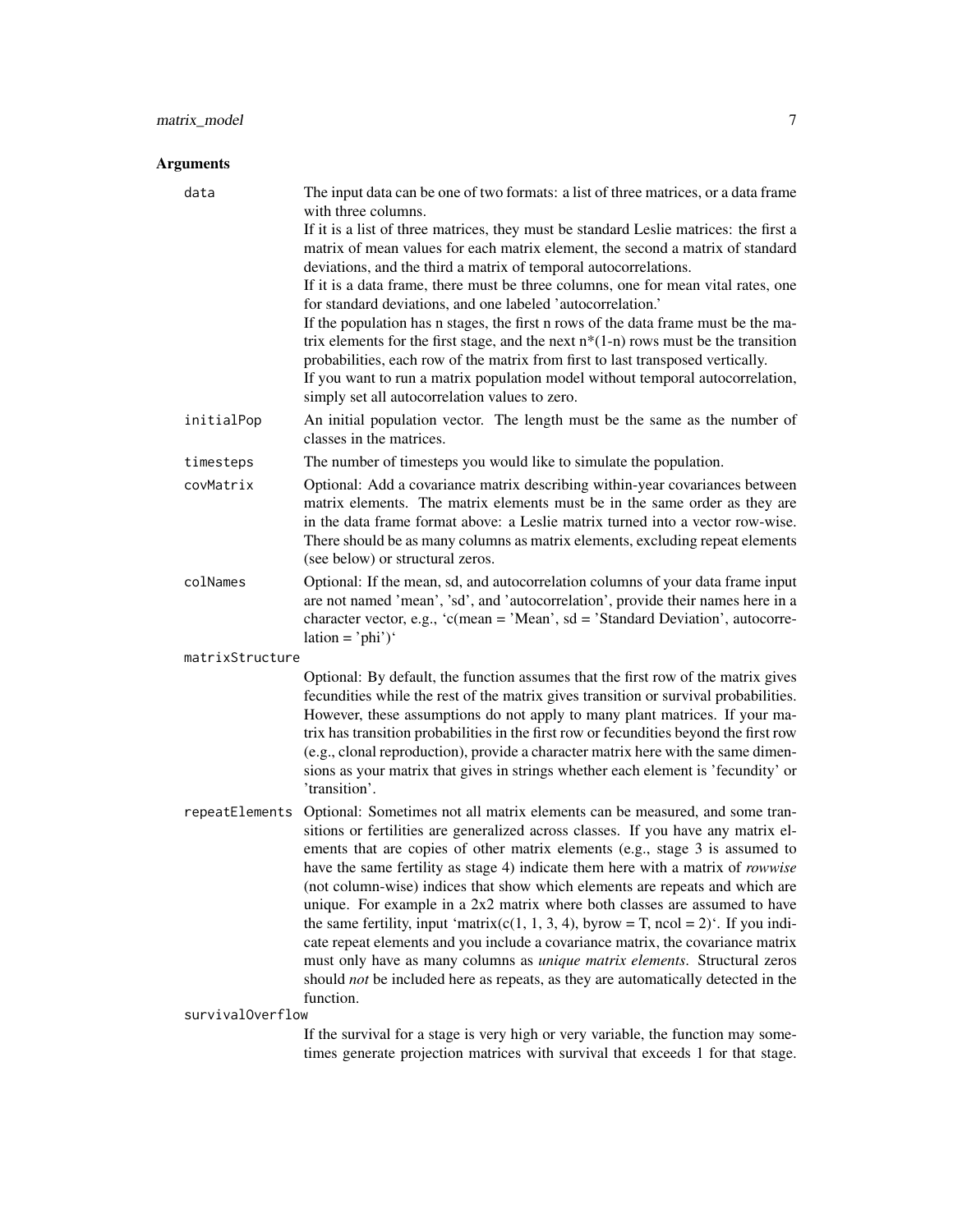## Arguments

`data`
: The input data can be one of two formats: a list of three matrices, or a data frame with three columns.
If it is a list of three matrices, they must be standard Leslie matrices: the first a matrix of mean values for each matrix element, the second a matrix of standard deviations, and the third a matrix of temporal autocorrelations.
If it is a data frame, there must be three columns, one for mean vital rates, one for standard deviations, and one labeled 'autocorrelation.'
If the population has n stages, the first n rows of the data frame must be the matrix elements for the first stage, and the next n*(1-n) rows must be the transition probabilities, each row of the matrix from first to last transposed vertically.
If you want to run a matrix population model without temporal autocorrelation, simply set all autocorrelation values to zero.

`initialPop`
: An initial population vector. The length must be the same as the number of classes in the matrices.

`timesteps`
: The number of timesteps you would like to simulate the population.

`covMatrix`
: Optional: Add a covariance matrix describing within-year covariances between matrix elements. The matrix elements must be in the same order as they are in the data frame format above: a Leslie matrix turned into a vector row-wise. There should be as many columns as matrix elements, excluding repeat elements (see below) or structural zeros.

`colNames`
: Optional: If the mean, sd, and autocorrelation columns of your data frame input are not named 'mean', 'sd', and 'autocorrelation', provide their names here in a character vector, e.g., `c(mean = 'Mean', sd = 'Standard Deviation', autocorrelation = 'phi')`

`matrixStructure`
: Optional: By default, the function assumes that the first row of the matrix gives fecundities while the rest of the matrix gives transition or survival probabilities. However, these assumptions do not apply to many plant matrices. If your matrix has transition probabilities in the first row or fecundities beyond the first row (e.g., clonal reproduction), provide a character matrix here with the same dimensions as your matrix that gives in strings whether each element is 'fecundity' or 'transition'.

`repeatElements`
: Optional: Sometimes not all matrix elements can be measured, and some transitions or fertilities are generalized across classes. If you have any matrix elements that are copies of other matrix elements (e.g., stage 3 is assumed to have the same fertility as stage 4) indicate them here with a matrix of *rowwise* (not column-wise) indices that show which elements are repeats and which are unique. For example in a 2x2 matrix where both classes are assumed to have the same fertility, input `matrix(c(1, 1, 3, 4), byrow = T, ncol = 2)`. If you indicate repeat elements and you include a covariance matrix, the covariance matrix must only have as many columns as *unique matrix elements*. Structural zeros should *not* be included here as repeats, as they are automatically detected in the function.

`survivalOverflow`
: If the survival for a stage is very high or very variable, the function may sometimes generate projection matrices with survival that exceeds 1 for that stage.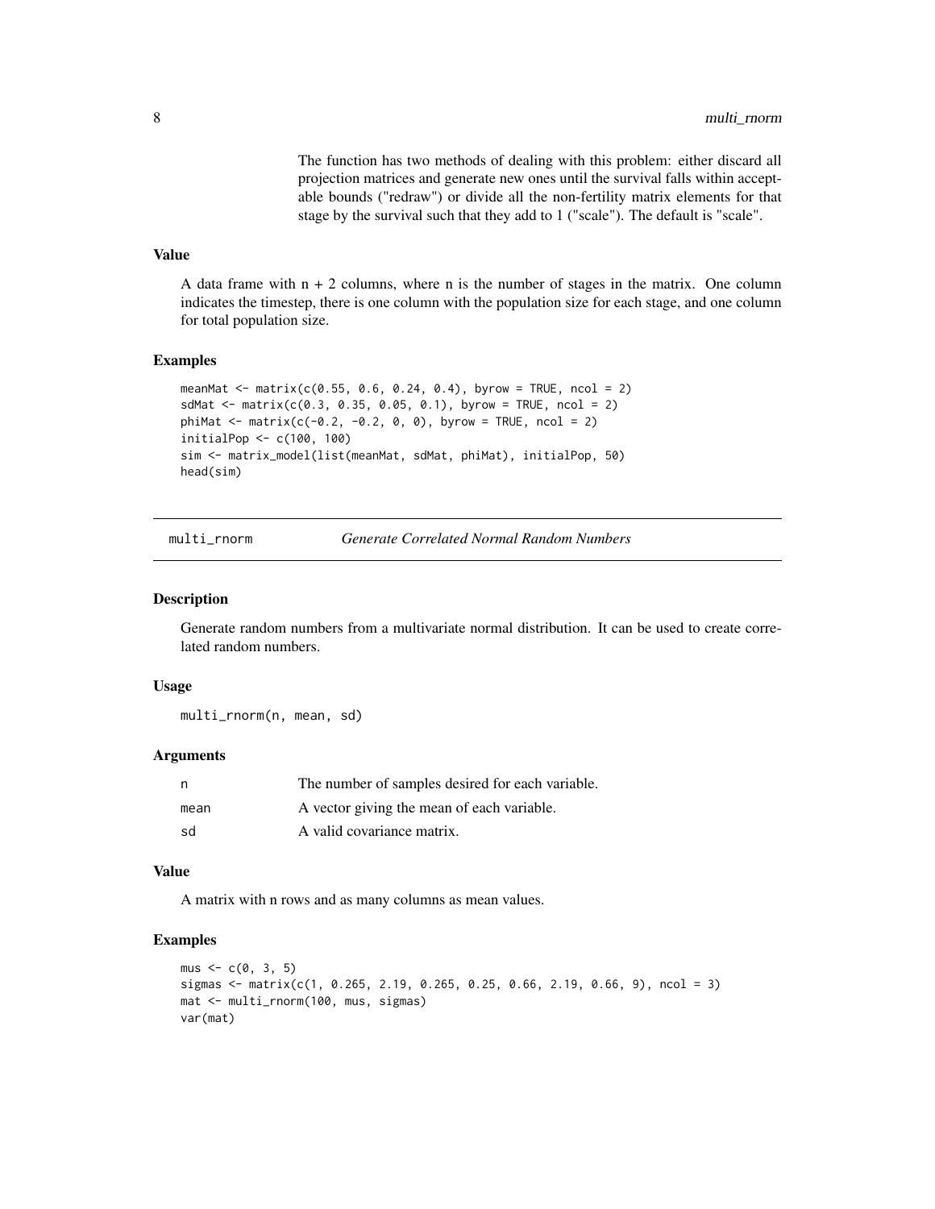The function has two methods of dealing with this problem: either discard all projection matrices and generate new ones until the survival falls within acceptable bounds ("redraw") or divide all the non-fertility matrix elements for that stage by the survival such that they add to 1 ("scale"). The default is "scale".

### Value

A data frame with n + 2 columns, where n is the number of stages in the matrix. One column indicates the timestep, there is one column with the population size for each stage, and one column for total population size.

### Examples

```
meanMat <- matrix(c(0.55, 0.6, 0.24, 0.4), byrow = TRUE, ncol = 2)
sdMat <- matrix(c(0.3, 0.35, 0.05, 0.1), byrow = TRUE, ncol = 2)
phiMat <- matrix(c(-0.2, -0.2, 0, 0), byrow = TRUE, ncol = 2)
initialPop <- c(100, 100)
sim <- matrix_model(list(meanMat, sdMat, phiMat), initialPop, 50)
head(sim)
```

---

## multi_rnorm — *Generate Correlated Normal Random Numbers*

### Description

Generate random numbers from a multivariate normal distribution. It can be used to create correlated random numbers.

### Usage

```
multi_rnorm(n, mean, sd)
```

### Arguments

| | |
|---|---|
| n | The number of samples desired for each variable. |
| mean | A vector giving the mean of each variable. |
| sd | A valid covariance matrix. |

### Value

A matrix with n rows and as many columns as mean values.

### Examples

```
mus <- c(0, 3, 5)
sigmas <- matrix(c(1, 0.265, 2.19, 0.265, 0.25, 0.66, 2.19, 0.66, 9), ncol = 3)
mat <- multi_rnorm(100, mus, sigmas)
var(mat)
```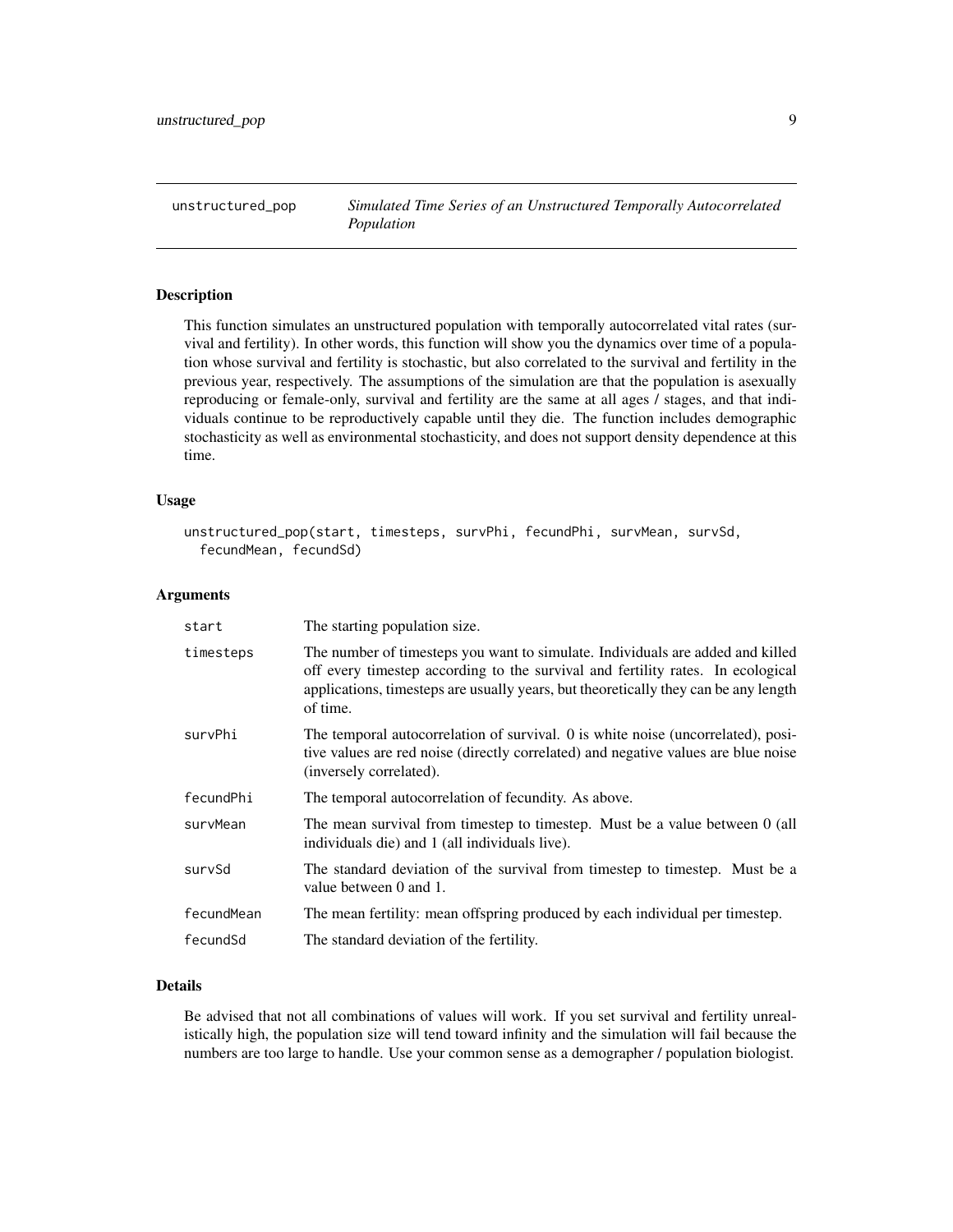# unstructured_pop — *Simulated Time Series of an Unstructured Temporally Autocorrelated Population*

## Description

This function simulates an unstructured population with temporally autocorrelated vital rates (survival and fertility). In other words, this function will show you the dynamics over time of a population whose survival and fertility is stochastic, but also correlated to the survival and fertility in the previous year, respectively. The assumptions of the simulation are that the population is asexually reproducing or female-only, survival and fertility are the same at all ages / stages, and that individuals continue to be reproductively capable until they die. The function includes demographic stochasticity as well as environmental stochasticity, and does not support density dependence at this time.

## Usage

```
unstructured_pop(start, timesteps, survPhi, fecundPhi, survMean, survSd,
  fecundMean, fecundSd)
```

## Arguments

| | |
|---|---|
| start | The starting population size. |
| timesteps | The number of timesteps you want to simulate. Individuals are added and killed off every timestep according to the survival and fertility rates. In ecological applications, timesteps are usually years, but theoretically they can be any length of time. |
| survPhi | The temporal autocorrelation of survival. 0 is white noise (uncorrelated), positive values are red noise (directly correlated) and negative values are blue noise (inversely correlated). |
| fecundPhi | The temporal autocorrelation of fecundity. As above. |
| survMean | The mean survival from timestep to timestep. Must be a value between 0 (all individuals die) and 1 (all individuals live). |
| survSd | The standard deviation of the survival from timestep to timestep. Must be a value between 0 and 1. |
| fecundMean | The mean fertility: mean offspring produced by each individual per timestep. |
| fecundSd | The standard deviation of the fertility. |

## Details

Be advised that not all combinations of values will work. If you set survival and fertility unrealistically high, the population size will tend toward infinity and the simulation will fail because the numbers are too large to handle. Use your common sense as a demographer / population biologist.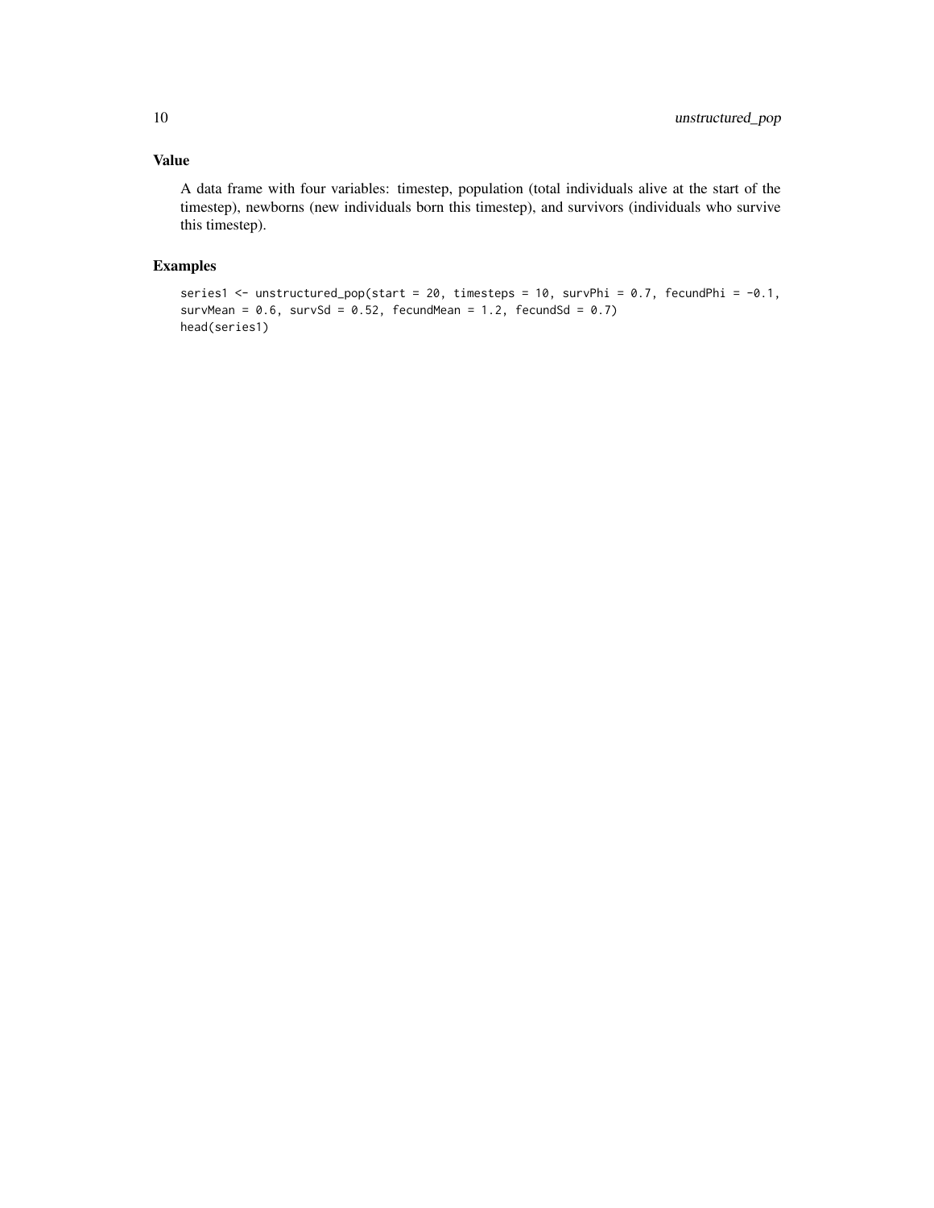## Value

A data frame with four variables: timestep, population (total individuals alive at the start of the timestep), newborns (new individuals born this timestep), and survivors (individuals who survive this timestep).

## Examples

```
series1 <- unstructured_pop(start = 20, timesteps = 10, survPhi = 0.7, fecundPhi = -0.1,
survMean = 0.6, survSd = 0.52, fecundMean = 1.2, fecundSd = 0.7)
head(series1)
```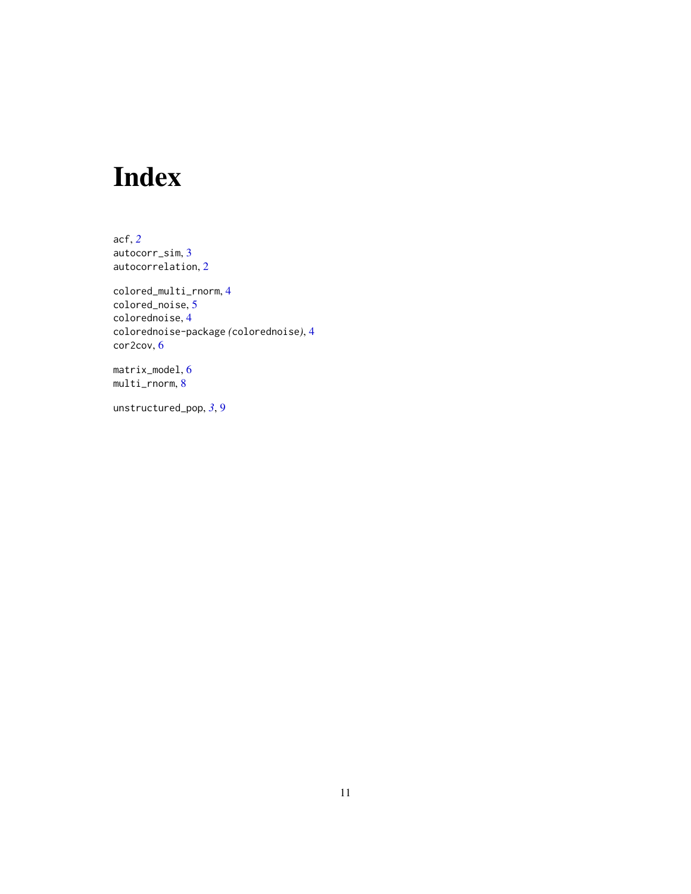# Index

acf, *2*
autocorr_sim, 3
autocorrelation, 2

colored_multi_rnorm, 4
colored_noise, 5
colorednoise, 4
colorednoise-package *(*colorednoise*)*, 4
cor2cov, 6

matrix_model, 6
multi_rnorm, 8

unstructured_pop, *3*, 9